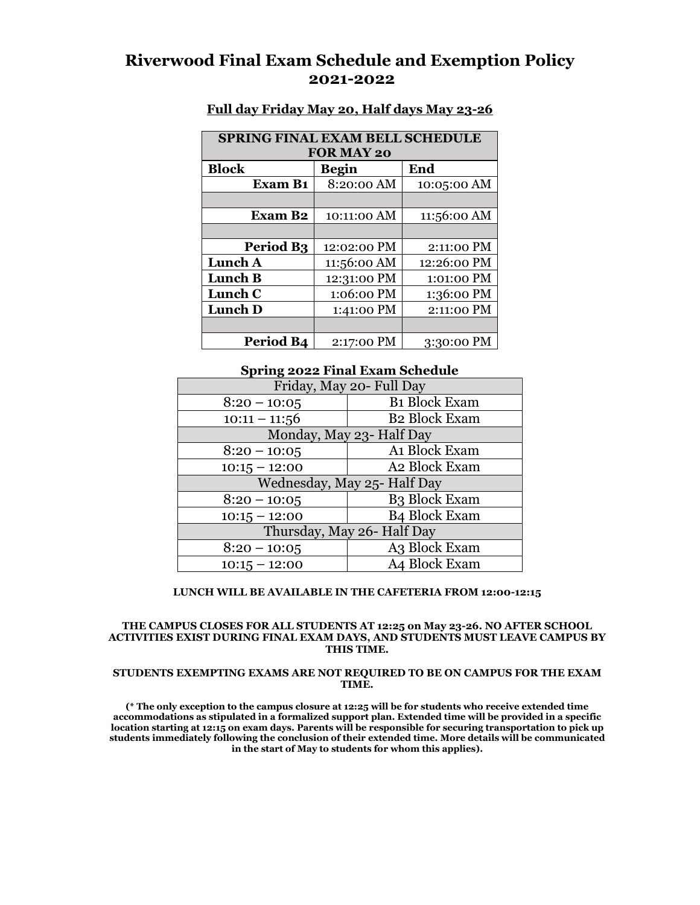# Riverwood Final Exam Schedule and Exemption Policy 2021-2022

**Full day Friday May 20, Half days May 23-26**

| SPRING FINAL EXAM BELL SCHEDULE FOR MAY 20 | | |
|---|---|---|
| **Block** | **Begin** | **End** |
| **Exam B1** | 8:20:00 AM | 10:05:00 AM |
| | | |
| **Exam B2** | 10:11:00 AM | 11:56:00 AM |
| | | |
| **Period B3** | 12:02:00 PM | 2:11:00 PM |
| **Lunch A** | 11:56:00 AM | 12:26:00 PM |
| **Lunch B** | 12:31:00 PM | 1:01:00 PM |
| **Lunch C** | 1:06:00 PM | 1:36:00 PM |
| **Lunch D** | 1:41:00 PM | 2:11:00 PM |
| | | |
| **Period B4** | 2:17:00 PM | 3:30:00 PM |

**Spring 2022 Final Exam Schedule**

| Friday, May 20- Full Day | |
|---|---|
| 8:20 – 10:05 | B1 Block Exam |
| 10:11 – 11:56 | B2 Block Exam |
| Monday, May 23- Half Day | |
| 8:20 – 10:05 | A1 Block Exam |
| 10:15 – 12:00 | A2 Block Exam |
| Wednesday, May 25- Half Day | |
| 8:20 – 10:05 | B3 Block Exam |
| 10:15 – 12:00 | B4 Block Exam |
| Thursday, May 26- Half Day | |
| 8:20 – 10:05 | A3 Block Exam |
| 10:15 – 12:00 | A4 Block Exam |

**LUNCH WILL BE AVAILABLE IN THE CAFETERIA FROM 12:00-12:15**

**THE CAMPUS CLOSES FOR ALL STUDENTS AT 12:25 on May 23-26. NO AFTER SCHOOL ACTIVITIES EXIST DURING FINAL EXAM DAYS, AND STUDENTS MUST LEAVE CAMPUS BY THIS TIME.**

**STUDENTS EXEMPTING EXAMS ARE NOT REQUIRED TO BE ON CAMPUS FOR THE EXAM TIME.**

**(* The only exception to the campus closure at 12:25 will be for students who receive extended time accommodations as stipulated in a formalized support plan. Extended time will be provided in a specific location starting at 12:15 on exam days. Parents will be responsible for securing transportation to pick up students immediately following the conclusion of their extended time. More details will be communicated in the start of May to students for whom this applies).**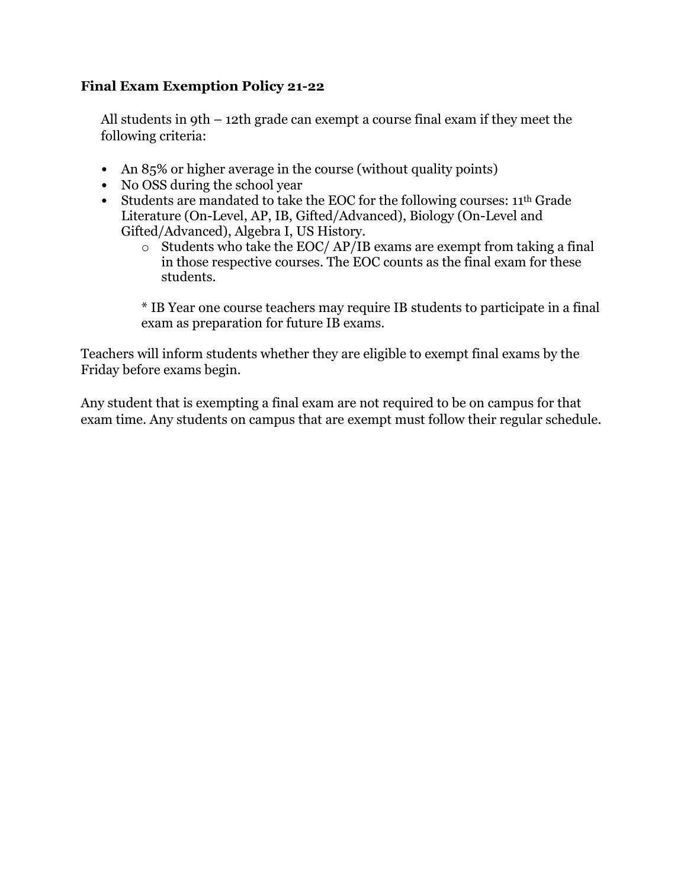**Final Exam Exemption Policy 21-22**

All students in 9th – 12th grade can exempt a course final exam if they meet the following criteria:

- An 85% or higher average in the course (without quality points)
- No OSS during the school year
- Students are mandated to take the EOC for the following courses: 11th Grade Literature (On-Level, AP, IB, Gifted/Advanced), Biology (On-Level and Gifted/Advanced), Algebra I, US History.
    - Students who take the EOC/ AP/IB exams are exempt from taking a final in those respective courses. The EOC counts as the final exam for these students.

    * IB Year one course teachers may require IB students to participate in a final exam as preparation for future IB exams.

Teachers will inform students whether they are eligible to exempt final exams by the Friday before exams begin.

Any student that is exempting a final exam are not required to be on campus for that exam time. Any students on campus that are exempt must follow their regular schedule.